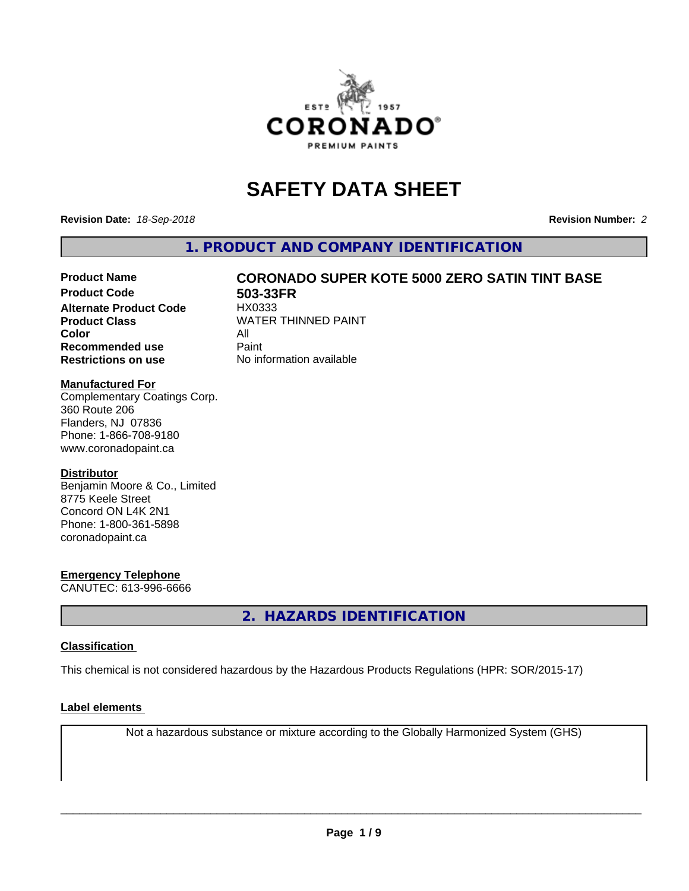# SAFETY DATA SHEET

**Revision Date:** *18-Sep-2018*

**Revision Number:** *2*

## 1. PRODUCT AND COMPANY IDENTIFICATION

| | |
|---|---|
| **Product Name** | **CORONADO SUPER KOTE 5000 ZERO SATIN TINT BASE** |
| **Product Code** | **503-33FR** |
| **Alternate Product Code** | HX0333 |
| **Product Class** | WATER THINNED PAINT |
| **Color** | All |
| **Recommended use** | Paint |
| **Restrictions on use** | No information available |

**Manufactured For**

Complementary Coatings Corp.
360 Route 206
Flanders, NJ 07836
Phone: 1-866-708-9180
www.coronadopaint.ca

**Distributor**

Benjamin Moore & Co., Limited
8775 Keele Street
Concord ON L4K 2N1
Phone: 1-800-361-5898
coronadopaint.ca

**Emergency Telephone**

CANUTEC: 613-996-6666

## 2. HAZARDS IDENTIFICATION

**Classification**

This chemical is not considered hazardous by the Hazardous Products Regulations (HPR: SOR/2015-17)

**Label elements**

Not a hazardous substance or mixture according to the Globally Harmonized System (GHS)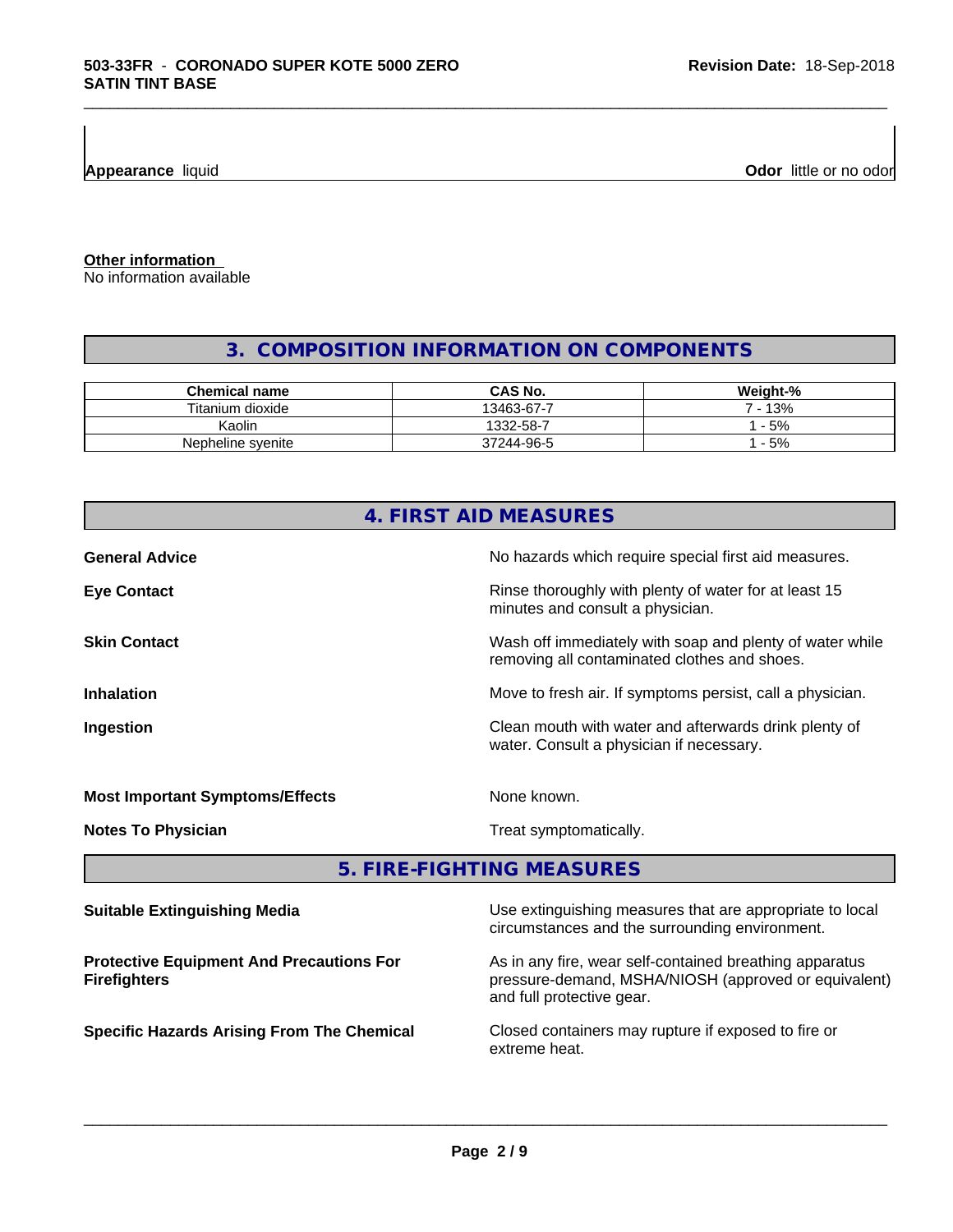**Appearance** liquid

**Odor** little or no odor

**Other information**
No information available

## 3. COMPOSITION INFORMATION ON COMPONENTS

| Chemical name | CAS No. | Weight-% |
|---|---|---|
| Titanium dioxide | 13463-67-7 | 7 - 13% |
| Kaolin | 1332-58-7 | 1 - 5% |
| Nepheline syenite | 37244-96-5 | 1 - 5% |

## 4. FIRST AID MEASURES

**General Advice**
No hazards which require special first aid measures.

**Eye Contact**
Rinse thoroughly with plenty of water for at least 15 minutes and consult a physician.

**Skin Contact**
Wash off immediately with soap and plenty of water while removing all contaminated clothes and shoes.

**Inhalation**
Move to fresh air. If symptoms persist, call a physician.

**Ingestion**
Clean mouth with water and afterwards drink plenty of water. Consult a physician if necessary.

**Most Important Symptoms/Effects**
None known.

**Notes To Physician**
Treat symptomatically.

## 5. FIRE-FIGHTING MEASURES

**Suitable Extinguishing Media**
Use extinguishing measures that are appropriate to local circumstances and the surrounding environment.

**Protective Equipment And Precautions For Firefighters**
As in any fire, wear self-contained breathing apparatus pressure-demand, MSHA/NIOSH (approved or equivalent) and full protective gear.

**Specific Hazards Arising From The Chemical**
Closed containers may rupture if exposed to fire or extreme heat.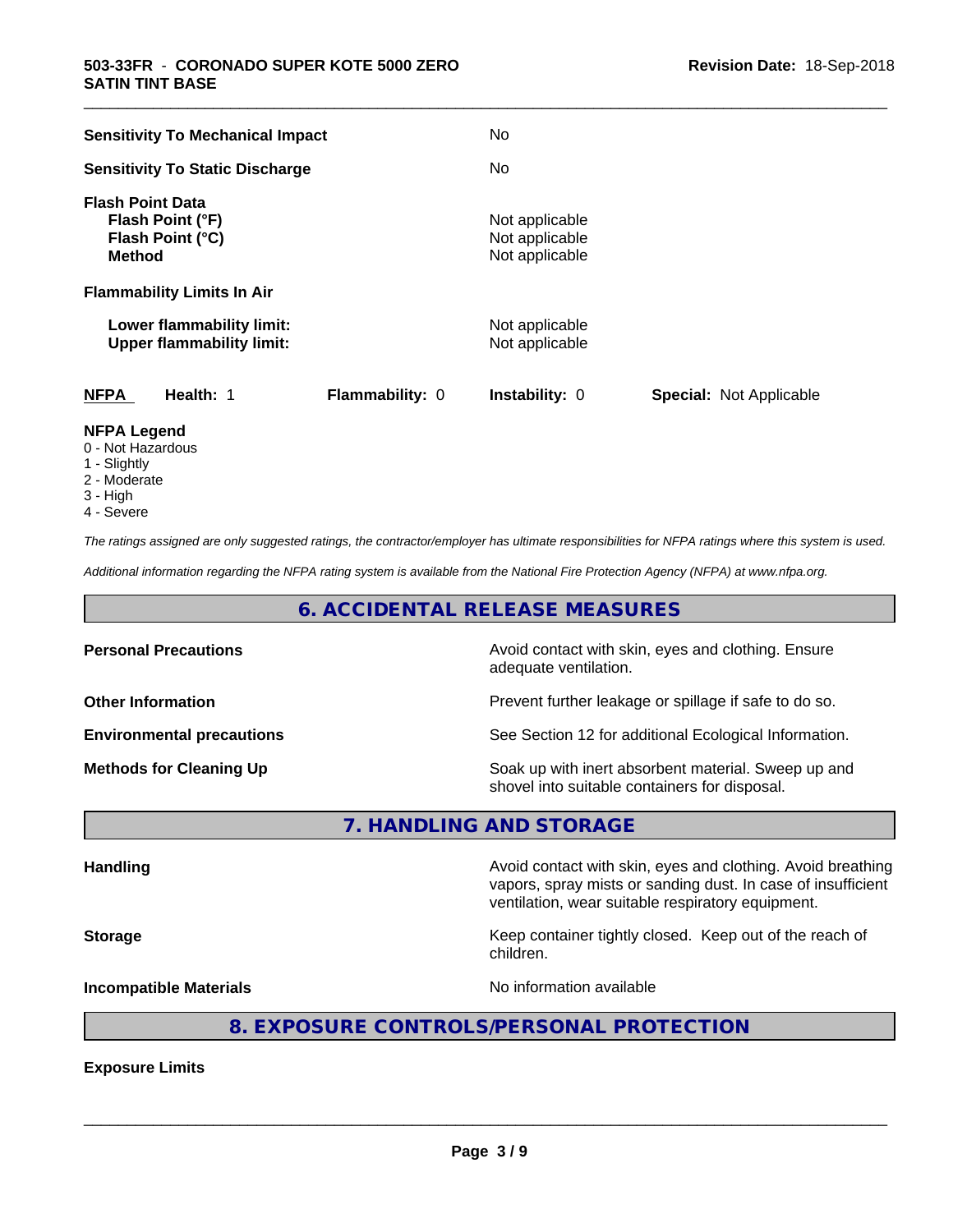| | |
|---|---|
| **Sensitivity To Mechanical Impact** | No |
| **Sensitivity To Static Discharge** | No |

**Flash Point Data**

| | |
|---|---|
| **Flash Point (°F)** | Not applicable |
| **Flash Point (°C)** | Not applicable |
| **Method** | Not applicable |

**Flammability Limits In Air**

| | |
|---|---|
| **Lower flammability limit:** | Not applicable |
| **Upper flammability limit:** | Not applicable |

| NFPA | Health: 1 | Flammability: 0 | Instability: 0 | Special: Not Applicable |
|---|---|---|---|---|

**NFPA Legend**

- 0 - Not Hazardous
- 1 - Slightly
- 2 - Moderate
- 3 - High
- 4 - Severe

*The ratings assigned are only suggested ratings, the contractor/employer has ultimate responsibilities for NFPA ratings where this system is used.*

*Additional information regarding the NFPA rating system is available from the National Fire Protection Agency (NFPA) at www.nfpa.org.*

## 6. ACCIDENTAL RELEASE MEASURES

| | |
|---|---|
| **Personal Precautions** | Avoid contact with skin, eyes and clothing. Ensure adequate ventilation. |
| **Other Information** | Prevent further leakage or spillage if safe to do so. |
| **Environmental precautions** | See Section 12 for additional Ecological Information. |
| **Methods for Cleaning Up** | Soak up with inert absorbent material. Sweep up and shovel into suitable containers for disposal. |

## 7. HANDLING AND STORAGE

| | |
|---|---|
| **Handling** | Avoid contact with skin, eyes and clothing. Avoid breathing vapors, spray mists or sanding dust. In case of insufficient ventilation, wear suitable respiratory equipment. |
| **Storage** | Keep container tightly closed. Keep out of the reach of children. |
| **Incompatible Materials** | No information available |

## 8. EXPOSURE CONTROLS/PERSONAL PROTECTION

**Exposure Limits**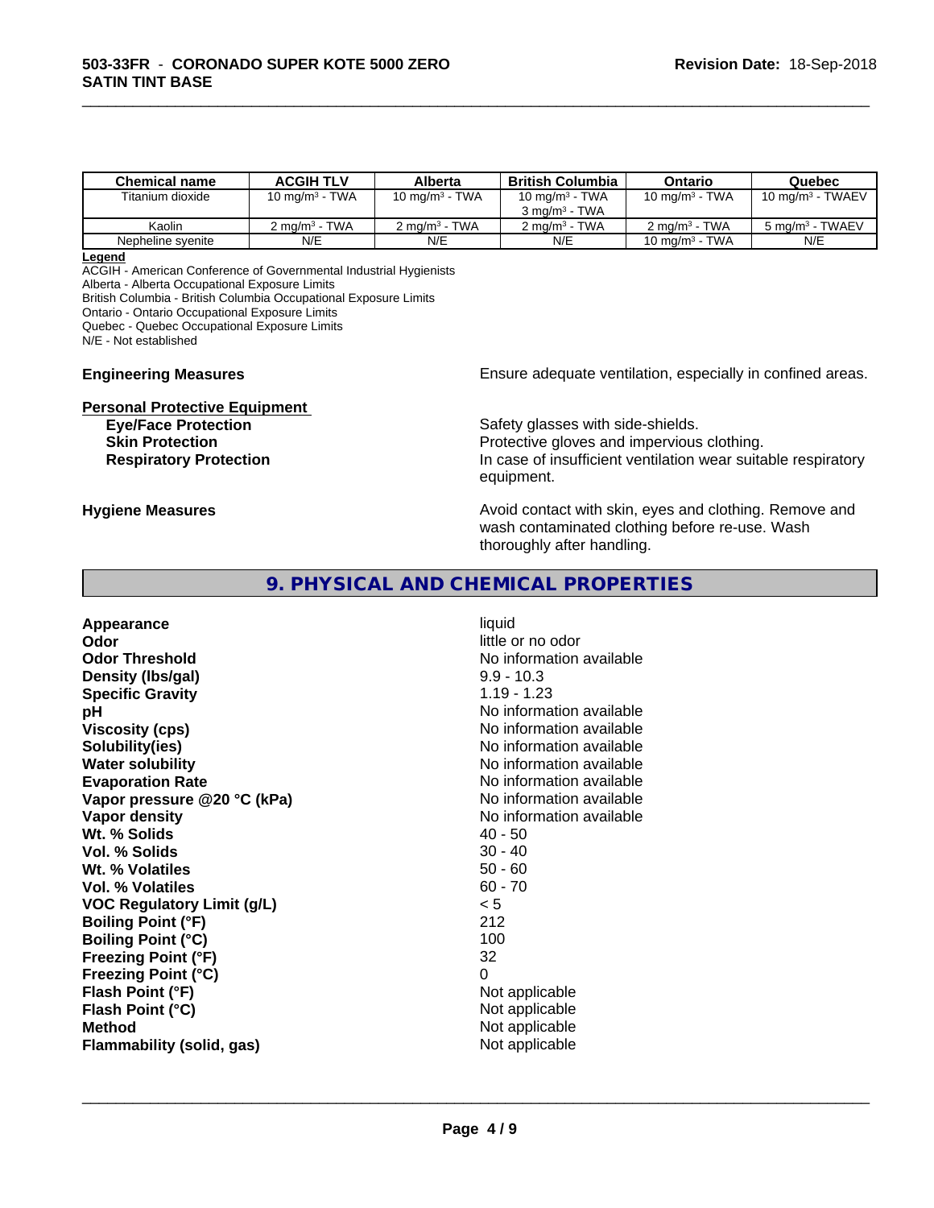| Chemical name | ACGIH TLV | Alberta | British Columbia | Ontario | Quebec |
|---|---|---|---|---|---|
| Titanium dioxide | 10 mg/m$^3$ - TWA | 10 mg/m$^3$ - TWA | 10 mg/m$^3$ - TWA<br>3 mg/m$^3$ - TWA | 10 mg/m$^3$ - TWA | 10 mg/m$^3$ - TWAEV |
| Kaolin | 2 mg/m$^3$ - TWA | 2 mg/m$^3$ - TWA | 2 mg/m$^3$ - TWA | 2 mg/m$^3$ - TWA | 5 mg/m$^3$ - TWAEV |
| Nepheline syenite | N/E | N/E | N/E | 10 mg/m$^3$ - TWA | N/E |

**Legend**
ACGIH - American Conference of Governmental Industrial Hygienists
Alberta - Alberta Occupational Exposure Limits
British Columbia - British Columbia Occupational Exposure Limits
Ontario - Ontario Occupational Exposure Limits
Quebec - Quebec Occupational Exposure Limits
N/E - Not established

**Engineering Measures** Ensure adequate ventilation, especially in confined areas.

**Personal Protective Equipment**

**Eye/Face Protection** Safety glasses with side-shields.
**Skin Protection** Protective gloves and impervious clothing.
**Respiratory Protection** In case of insufficient ventilation wear suitable respiratory equipment.

**Hygiene Measures** Avoid contact with skin, eyes and clothing. Remove and wash contaminated clothing before re-use. Wash thoroughly after handling.

## 9. PHYSICAL AND CHEMICAL PROPERTIES

| | |
|---|---|
| **Appearance** | liquid |
| **Odor** | little or no odor |
| **Odor Threshold** | No information available |
| **Density (lbs/gal)** | 9.9 - 10.3 |
| **Specific Gravity** | 1.19 - 1.23 |
| **pH** | No information available |
| **Viscosity (cps)** | No information available |
| **Solubility(ies)** | No information available |
| **Water solubility** | No information available |
| **Evaporation Rate** | No information available |
| **Vapor pressure @20 °C (kPa)** | No information available |
| **Vapor density** | No information available |
| **Wt. % Solids** | 40 - 50 |
| **Vol. % Solids** | 30 - 40 |
| **Wt. % Volatiles** | 50 - 60 |
| **Vol. % Volatiles** | 60 - 70 |
| **VOC Regulatory Limit (g/L)** | < 5 |
| **Boiling Point (°F)** | 212 |
| **Boiling Point (°C)** | 100 |
| **Freezing Point (°F)** | 32 |
| **Freezing Point (°C)** | 0 |
| **Flash Point (°F)** | Not applicable |
| **Flash Point (°C)** | Not applicable |
| **Method** | Not applicable |
| **Flammability (solid, gas)** | Not applicable |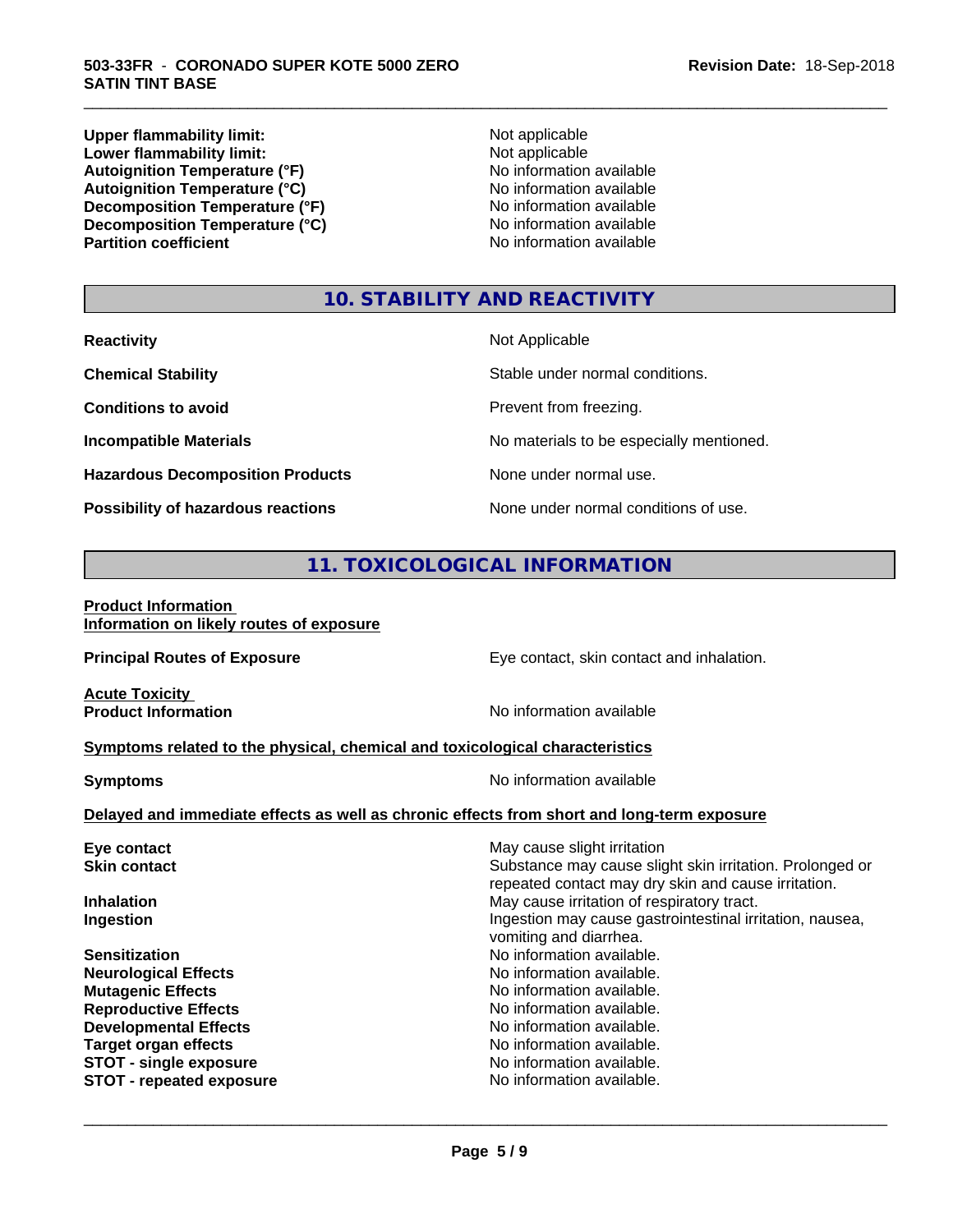| | |
|---|---|
| **Upper flammability limit:** | Not applicable |
| **Lower flammability limit:** | Not applicable |
| **Autoignition Temperature (°F)** | No information available |
| **Autoignition Temperature (°C)** | No information available |
| **Decomposition Temperature (°F)** | No information available |
| **Decomposition Temperature (°C)** | No information available |
| **Partition coefficient** | No information available |

## 10. STABILITY AND REACTIVITY

| | |
|---|---|
| **Reactivity** | Not Applicable |
| **Chemical Stability** | Stable under normal conditions. |
| **Conditions to avoid** | Prevent from freezing. |
| **Incompatible Materials** | No materials to be especially mentioned. |
| **Hazardous Decomposition Products** | None under normal use. |
| **Possibility of hazardous reactions** | None under normal conditions of use. |

## 11. TOXICOLOGICAL INFORMATION

**Product Information**
**Information on likely routes of exposure**

**Principal Routes of Exposure** — Eye contact, skin contact and inhalation.

**Acute Toxicity**
**Product Information** — No information available

**Symptoms related to the physical, chemical and toxicological characteristics**

**Symptoms** — No information available

**Delayed and immediate effects as well as chronic effects from short and long-term exposure**

| | |
|---|---|
| **Eye contact** | May cause slight irritation |
| **Skin contact** | Substance may cause slight skin irritation. Prolonged or repeated contact may dry skin and cause irritation. |
| **Inhalation** | May cause irritation of respiratory tract. |
| **Ingestion** | Ingestion may cause gastrointestinal irritation, nausea, vomiting and diarrhea. |
| **Sensitization** | No information available. |
| **Neurological Effects** | No information available. |
| **Mutagenic Effects** | No information available. |
| **Reproductive Effects** | No information available. |
| **Developmental Effects** | No information available. |
| **Target organ effects** | No information available. |
| **STOT - single exposure** | No information available. |
| **STOT - repeated exposure** | No information available. |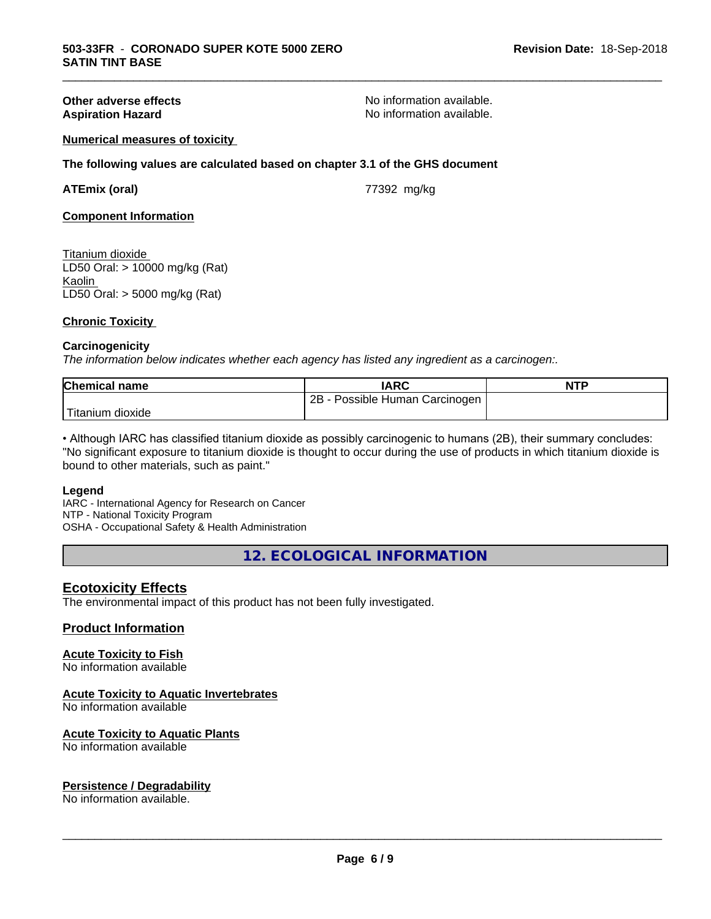**Other adverse effects** No information available.

**Aspiration Hazard** No information available.

**Numerical measures of toxicity**

**The following values are calculated based on chapter 3.1 of the GHS document**

**ATEmix (oral)** 77392 mg/kg

**Component Information**

Titanium dioxide
LD50 Oral: > 10000 mg/kg (Rat)
Kaolin
LD50 Oral: > 5000 mg/kg (Rat)

**Chronic Toxicity**

**Carcinogenicity**

*The information below indicates whether each agency has listed any ingredient as a carcinogen:.*

| Chemical name | IARC | NTP |
|---|---|---|
| Titanium dioxide | 2B - Possible Human Carcinogen | |

• Although IARC has classified titanium dioxide as possibly carcinogenic to humans (2B), their summary concludes: "No significant exposure to titanium dioxide is thought to occur during the use of products in which titanium dioxide is bound to other materials, such as paint."

**Legend**

IARC - International Agency for Research on Cancer
NTP - National Toxicity Program
OSHA - Occupational Safety & Health Administration

# 12. ECOLOGICAL INFORMATION

## Ecotoxicity Effects

The environmental impact of this product has not been fully investigated.

## Product Information

**Acute Toxicity to Fish**
No information available

**Acute Toxicity to Aquatic Invertebrates**
No information available

**Acute Toxicity to Aquatic Plants**
No information available

**Persistence / Degradability**
No information available.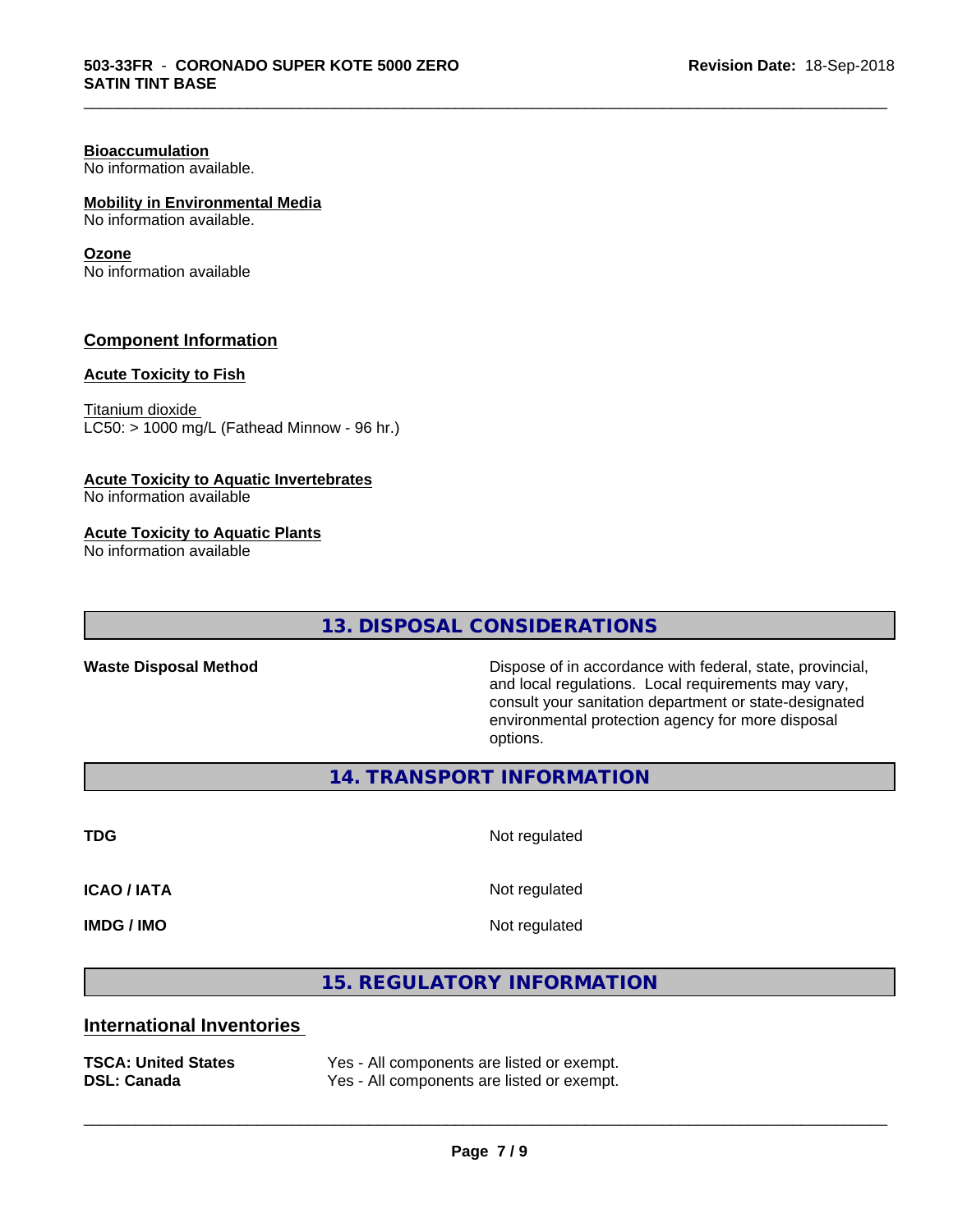**Bioaccumulation**
No information available.

**Mobility in Environmental Media**
No information available.

**Ozone**
No information available

## Component Information

**Acute Toxicity to Fish**

Titanium dioxide
LC50: > 1000 mg/L (Fathead Minnow - 96 hr.)

**Acute Toxicity to Aquatic Invertebrates**
No information available

**Acute Toxicity to Aquatic Plants**
No information available

## 13. DISPOSAL CONSIDERATIONS

| | |
|---|---|
| **Waste Disposal Method** | Dispose of in accordance with federal, state, provincial, and local regulations. Local requirements may vary, consult your sanitation department or state-designated environmental protection agency for more disposal options. |

## 14. TRANSPORT INFORMATION

| | |
|---|---|
| **TDG** | Not regulated |
| **ICAO / IATA** | Not regulated |
| **IMDG / IMO** | Not regulated |

## 15. REGULATORY INFORMATION

### International Inventories

| | |
|---|---|
| **TSCA: United States** | Yes - All components are listed or exempt. |
| **DSL: Canada** | Yes - All components are listed or exempt. |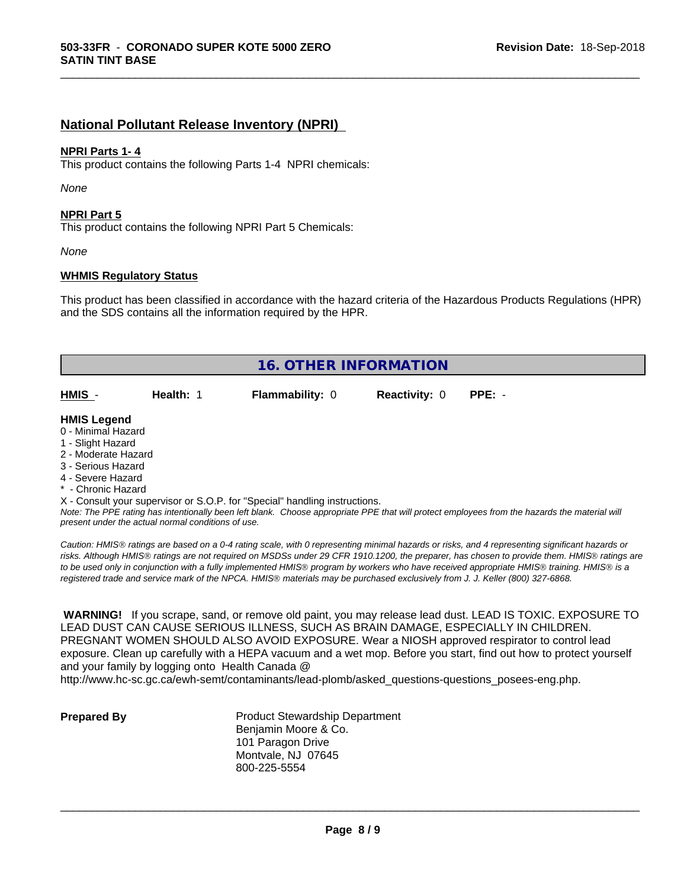## National Pollutant Release Inventory (NPRI)

**NPRI Parts 1- 4**

This product contains the following Parts 1-4 NPRI chemicals:

*None*

**NPRI Part 5**

This product contains the following NPRI Part 5 Chemicals:

*None*

**WHMIS Regulatory Status**

This product has been classified in accordance with the hazard criteria of the Hazardous Products Regulations (HPR) and the SDS contains all the information required by the HPR.

## 16. OTHER INFORMATION

| HMIS - | Health: 1 | Flammability: 0 | Reactivity: 0 | PPE: - |
|---|---|---|---|---|

**HMIS Legend**

0 - Minimal Hazard
1 - Slight Hazard
2 - Moderate Hazard
3 - Serious Hazard
4 - Severe Hazard
* - Chronic Hazard
X - Consult your supervisor or S.O.P. for "Special" handling instructions.

*Note: The PPE rating has intentionally been left blank. Choose appropriate PPE that will protect employees from the hazards the material will present under the actual normal conditions of use.*

*Caution: HMIS® ratings are based on a 0-4 rating scale, with 0 representing minimal hazards or risks, and 4 representing significant hazards or risks. Although HMIS® ratings are not required on MSDSs under 29 CFR 1910.1200, the preparer, has chosen to provide them. HMIS® ratings are to be used only in conjunction with a fully implemented HMIS® program by workers who have received appropriate HMIS® training. HMIS® is a registered trade and service mark of the NPCA. HMIS® materials may be purchased exclusively from J. J. Keller (800) 327-6868.*

**WARNING!** If you scrape, sand, or remove old paint, you may release lead dust. LEAD IS TOXIC. EXPOSURE TO LEAD DUST CAN CAUSE SERIOUS ILLNESS, SUCH AS BRAIN DAMAGE, ESPECIALLY IN CHILDREN. PREGNANT WOMEN SHOULD ALSO AVOID EXPOSURE. Wear a NIOSH approved respirator to control lead exposure. Clean up carefully with a HEPA vacuum and a wet mop. Before you start, find out how to protect yourself and your family by logging onto Health Canada @ http://www.hc-sc.gc.ca/ewh-semt/contaminants/lead-plomb/asked_questions-questions_posees-eng.php.

**Prepared By**

Product Stewardship Department
Benjamin Moore & Co.
101 Paragon Drive
Montvale, NJ 07645
800-225-5554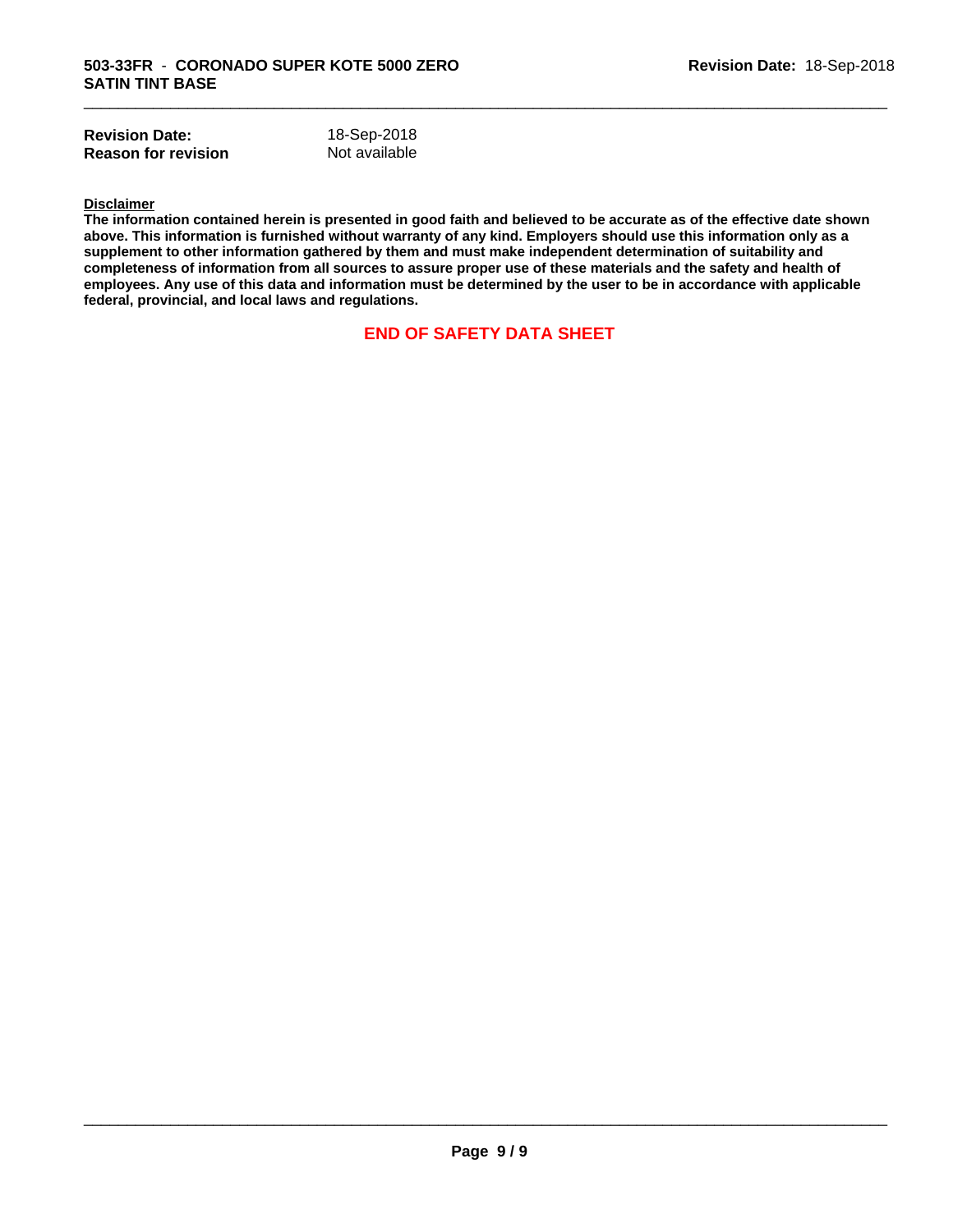**Revision Date:** 18-Sep-2018
**Reason for revision** Not available

**Disclaimer**

**The information contained herein is presented in good faith and believed to be accurate as of the effective date shown above. This information is furnished without warranty of any kind. Employers should use this information only as a supplement to other information gathered by them and must make independent determination of suitability and completeness of information from all sources to assure proper use of these materials and the safety and health of employees. Any use of this data and information must be determined by the user to be in accordance with applicable federal, provincial, and local laws and regulations.**

**END OF SAFETY DATA SHEET**